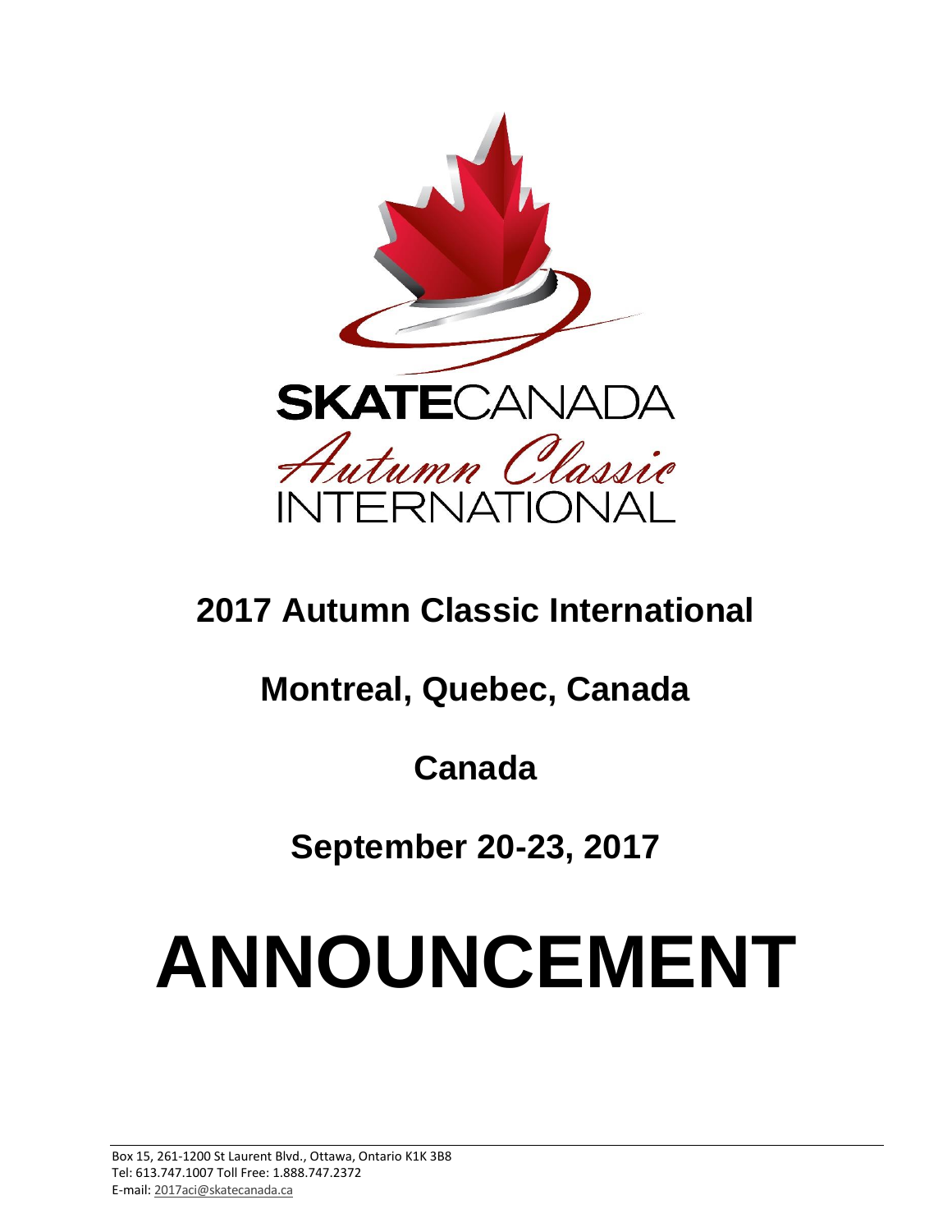SKATECANADA

Autumn Classic

INTERNATIONAL

# 2017 Autumn Classic International

## Montreal, Quebec, Canada

## Canada

## September 20-23, 2017

# ANNOUNCEMENT

Box 15, 261-1200 St Laurent Blvd., Ottawa, Ontario K1K 3B8
Tel: 613.747.1007 Toll Free: 1.888.747.2372
E-mail: 2017aci@skatecanada.ca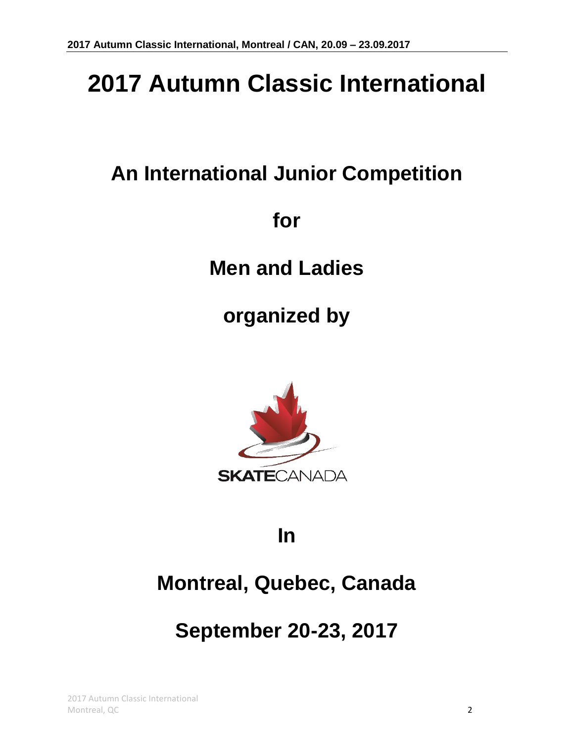# 2017 Autumn Classic International

## An International Junior Competition

## for

## Men and Ladies

## organized by

SKATECANADA

## In

## Montreal, Quebec, Canada

## September 20-23, 2017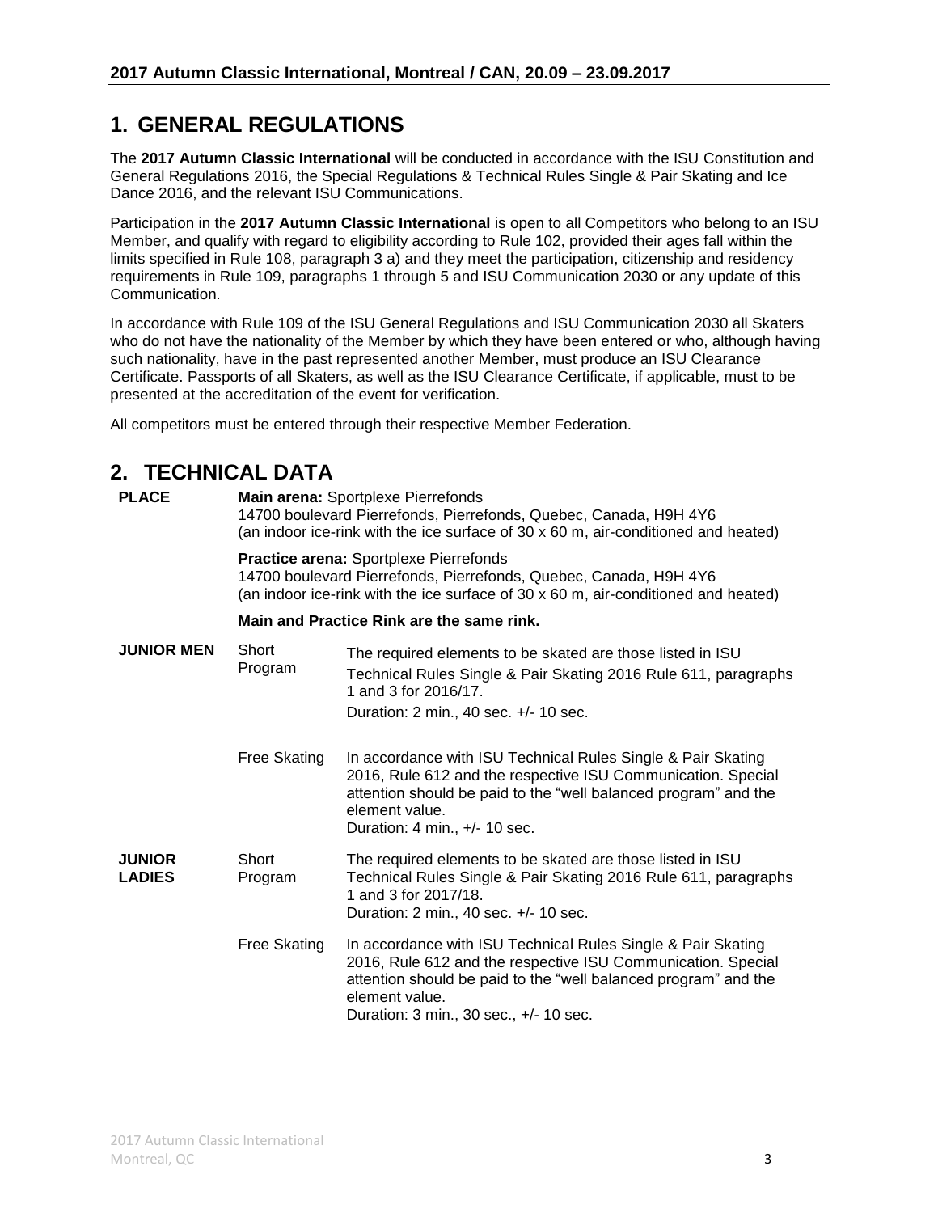# 1. GENERAL REGULATIONS

The **2017 Autumn Classic International** will be conducted in accordance with the ISU Constitution and General Regulations 2016, the Special Regulations & Technical Rules Single & Pair Skating and Ice Dance 2016, and the relevant ISU Communications.

Participation in the **2017 Autumn Classic International** is open to all Competitors who belong to an ISU Member, and qualify with regard to eligibility according to Rule 102, provided their ages fall within the limits specified in Rule 108, paragraph 3 a) and they meet the participation, citizenship and residency requirements in Rule 109, paragraphs 1 through 5 and ISU Communication 2030 or any update of this Communication.

In accordance with Rule 109 of the ISU General Regulations and ISU Communication 2030 all Skaters who do not have the nationality of the Member by which they have been entered or who, although having such nationality, have in the past represented another Member, must produce an ISU Clearance Certificate. Passports of all Skaters, as well as the ISU Clearance Certificate, if applicable, must to be presented at the accreditation of the event for verification.

All competitors must be entered through their respective Member Federation.

# 2. TECHNICAL DATA

**PLACE**

**Main arena:** Sportplexe Pierrefonds
14700 boulevard Pierrefonds, Pierrefonds, Quebec, Canada, H9H 4Y6
(an indoor ice-rink with the ice surface of 30 x 60 m, air-conditioned and heated)

**Practice arena:** Sportplexe Pierrefonds
14700 boulevard Pierrefonds, Pierrefonds, Quebec, Canada, H9H 4Y6
(an indoor ice-rink with the ice surface of 30 x 60 m, air-conditioned and heated)

**Main and Practice Rink are the same rink.**

| | | |
|---|---|---|
| **JUNIOR MEN** | Short Program | The required elements to be skated are those listed in ISU Technical Rules Single & Pair Skating 2016 Rule 611, paragraphs 1 and 3 for 2016/17.<br>Duration: 2 min., 40 sec. +/- 10 sec. |
| | Free Skating | In accordance with ISU Technical Rules Single & Pair Skating 2016, Rule 612 and the respective ISU Communication. Special attention should be paid to the "well balanced program" and the element value.<br>Duration: 4 min., +/- 10 sec. |
| **JUNIOR LADIES** | Short Program | The required elements to be skated are those listed in ISU Technical Rules Single & Pair Skating 2016 Rule 611, paragraphs 1 and 3 for 2017/18.<br>Duration: 2 min., 40 sec. +/- 10 sec. |
| | Free Skating | In accordance with ISU Technical Rules Single & Pair Skating 2016, Rule 612 and the respective ISU Communication. Special attention should be paid to the "well balanced program" and the element value.<br>Duration: 3 min., 30 sec., +/- 10 sec. |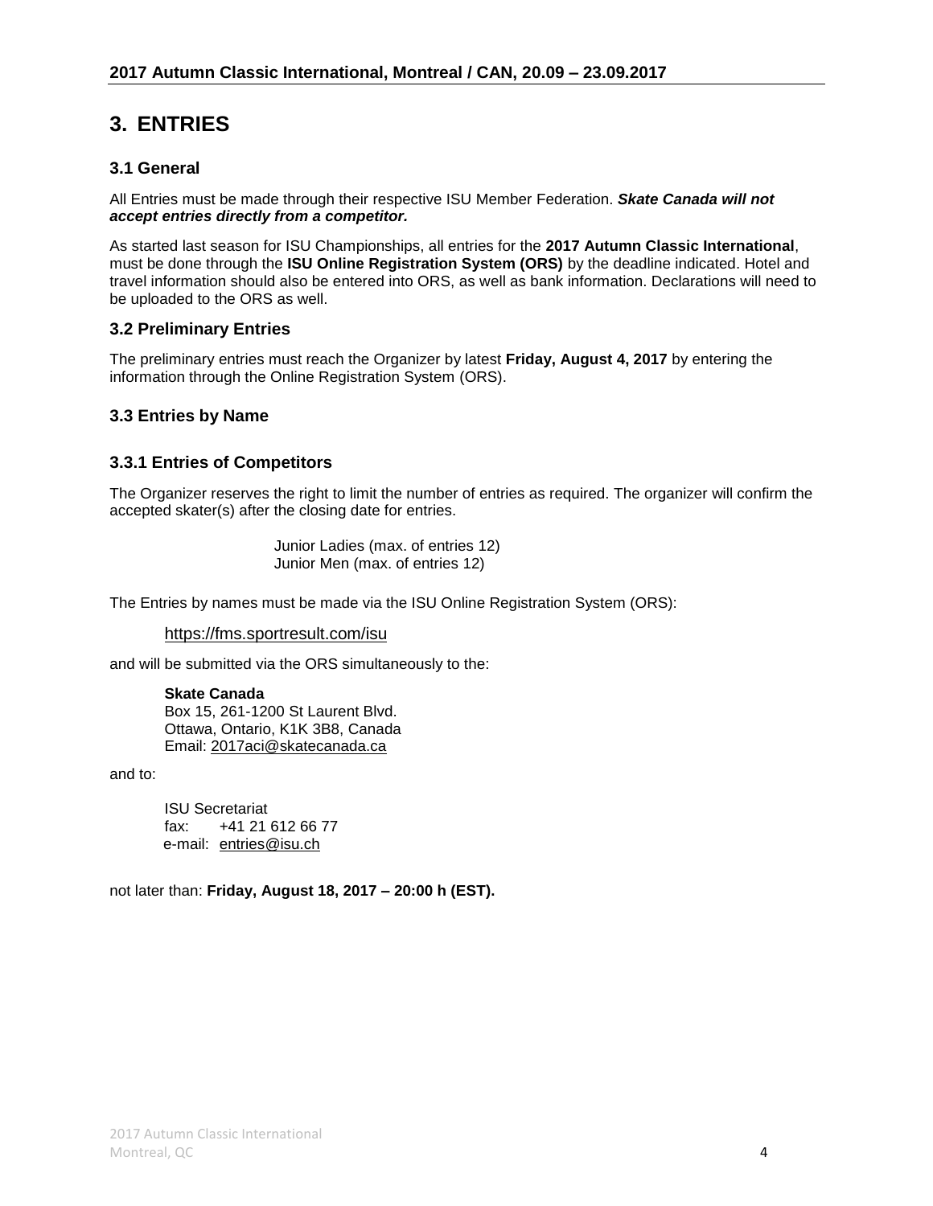# 3. ENTRIES

## 3.1 General

All Entries must be made through their respective ISU Member Federation. ***Skate Canada will not accept entries directly from a competitor.***

As started last season for ISU Championships, all entries for the **2017 Autumn Classic International**, must be done through the **ISU Online Registration System (ORS)** by the deadline indicated. Hotel and travel information should also be entered into ORS, as well as bank information. Declarations will need to be uploaded to the ORS as well.

## 3.2 Preliminary Entries

The preliminary entries must reach the Organizer by latest **Friday, August 4, 2017** by entering the information through the Online Registration System (ORS).

## 3.3 Entries by Name

### 3.3.1 Entries of Competitors

The Organizer reserves the right to limit the number of entries as required. The organizer will confirm the accepted skater(s) after the closing date for entries.

Junior Ladies (max. of entries 12)
Junior Men (max. of entries 12)

The Entries by names must be made via the ISU Online Registration System (ORS):

https://fms.sportresult.com/isu

and will be submitted via the ORS simultaneously to the:

**Skate Canada**
Box 15, 261-1200 St Laurent Blvd.
Ottawa, Ontario, K1K 3B8, Canada
Email: 2017aci@skatecanada.ca

and to:

ISU Secretariat
fax: +41 21 612 66 77
e-mail: entries@isu.ch

not later than: **Friday, August 18, 2017 – 20:00 h (EST).**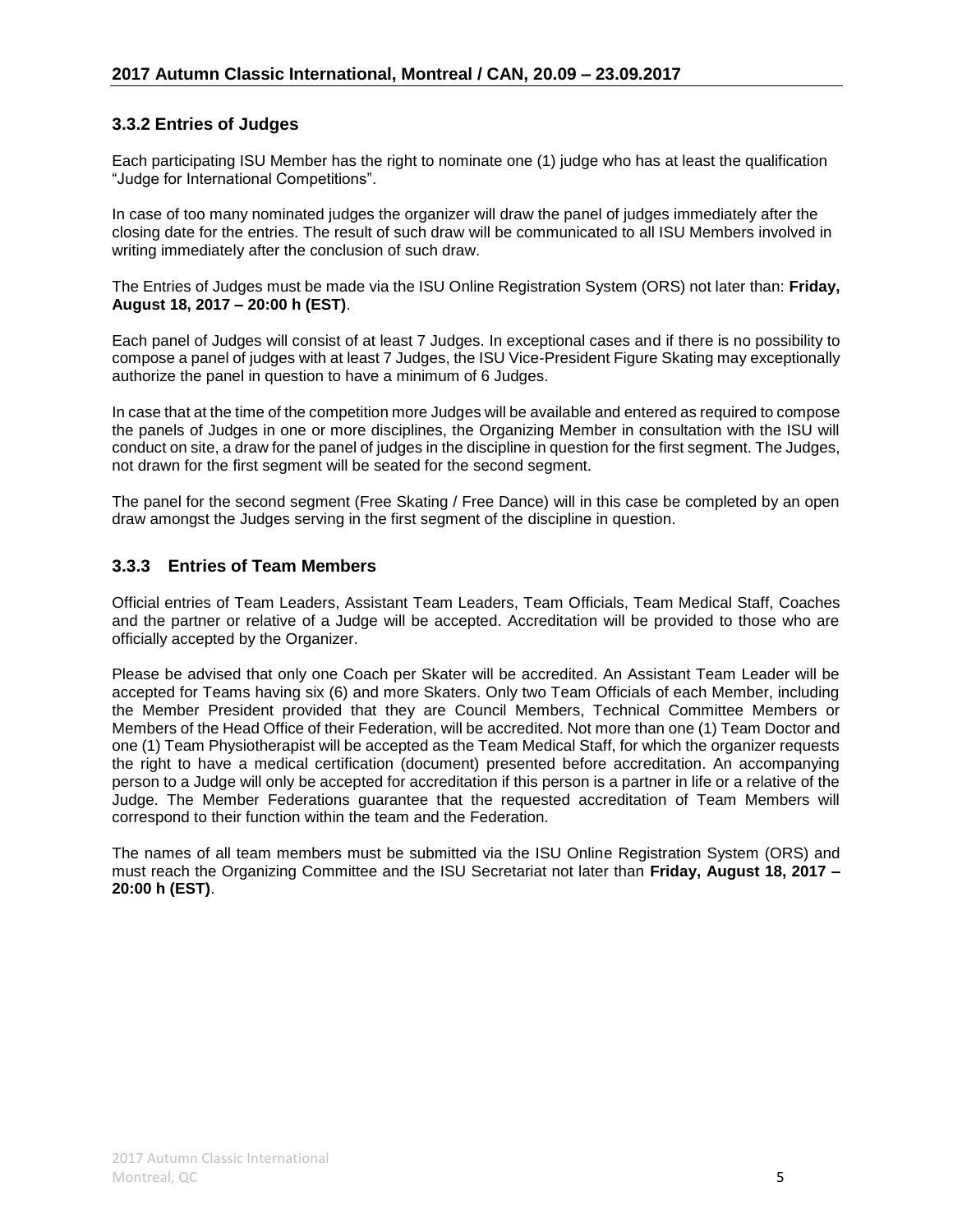### 3.3.2 Entries of Judges

Each participating ISU Member has the right to nominate one (1) judge who has at least the qualification "Judge for International Competitions".

In case of too many nominated judges the organizer will draw the panel of judges immediately after the closing date for the entries. The result of such draw will be communicated to all ISU Members involved in writing immediately after the conclusion of such draw.

The Entries of Judges must be made via the ISU Online Registration System (ORS) not later than: **Friday, August 18, 2017 – 20:00 h (EST)**.

Each panel of Judges will consist of at least 7 Judges. In exceptional cases and if there is no possibility to compose a panel of judges with at least 7 Judges, the ISU Vice-President Figure Skating may exceptionally authorize the panel in question to have a minimum of 6 Judges.

In case that at the time of the competition more Judges will be available and entered as required to compose the panels of Judges in one or more disciplines, the Organizing Member in consultation with the ISU will conduct on site, a draw for the panel of judges in the discipline in question for the first segment. The Judges, not drawn for the first segment will be seated for the second segment.

The panel for the second segment (Free Skating / Free Dance) will in this case be completed by an open draw amongst the Judges serving in the first segment of the discipline in question.

### 3.3.3 Entries of Team Members

Official entries of Team Leaders, Assistant Team Leaders, Team Officials, Team Medical Staff, Coaches and the partner or relative of a Judge will be accepted. Accreditation will be provided to those who are officially accepted by the Organizer.

Please be advised that only one Coach per Skater will be accredited. An Assistant Team Leader will be accepted for Teams having six (6) and more Skaters. Only two Team Officials of each Member, including the Member President provided that they are Council Members, Technical Committee Members or Members of the Head Office of their Federation, will be accredited. Not more than one (1) Team Doctor and one (1) Team Physiotherapist will be accepted as the Team Medical Staff, for which the organizer requests the right to have a medical certification (document) presented before accreditation. An accompanying person to a Judge will only be accepted for accreditation if this person is a partner in life or a relative of the Judge. The Member Federations guarantee that the requested accreditation of Team Members will correspond to their function within the team and the Federation.

The names of all team members must be submitted via the ISU Online Registration System (ORS) and must reach the Organizing Committee and the ISU Secretariat not later than **Friday, August 18, 2017 – 20:00 h (EST)**.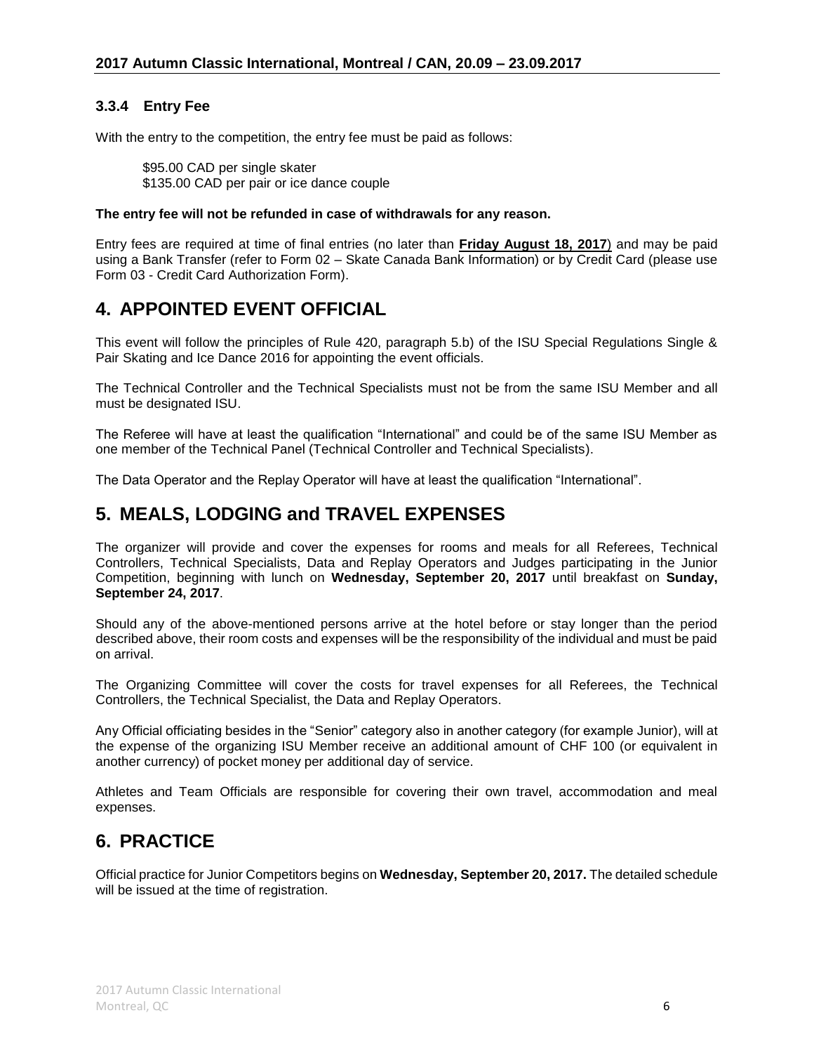### 3.3.4 Entry Fee

With the entry to the competition, the entry fee must be paid as follows:

$95.00 CAD per single skater
$135.00 CAD per pair or ice dance couple

**The entry fee will not be refunded in case of withdrawals for any reason.**

Entry fees are required at time of final entries (no later than **Friday August 18, 2017**) and may be paid using a Bank Transfer (refer to Form 02 – Skate Canada Bank Information) or by Credit Card (please use Form 03 - Credit Card Authorization Form).

# 4. APPOINTED EVENT OFFICIAL

This event will follow the principles of Rule 420, paragraph 5.b) of the ISU Special Regulations Single & Pair Skating and Ice Dance 2016 for appointing the event officials.

The Technical Controller and the Technical Specialists must not be from the same ISU Member and all must be designated ISU.

The Referee will have at least the qualification "International" and could be of the same ISU Member as one member of the Technical Panel (Technical Controller and Technical Specialists).

The Data Operator and the Replay Operator will have at least the qualification "International".

# 5. MEALS, LODGING and TRAVEL EXPENSES

The organizer will provide and cover the expenses for rooms and meals for all Referees, Technical Controllers, Technical Specialists, Data and Replay Operators and Judges participating in the Junior Competition, beginning with lunch on **Wednesday, September 20, 2017** until breakfast on **Sunday, September 24, 2017**.

Should any of the above-mentioned persons arrive at the hotel before or stay longer than the period described above, their room costs and expenses will be the responsibility of the individual and must be paid on arrival.

The Organizing Committee will cover the costs for travel expenses for all Referees, the Technical Controllers, the Technical Specialist, the Data and Replay Operators.

Any Official officiating besides in the "Senior" category also in another category (for example Junior), will at the expense of the organizing ISU Member receive an additional amount of CHF 100 (or equivalent in another currency) of pocket money per additional day of service.

Athletes and Team Officials are responsible for covering their own travel, accommodation and meal expenses.

# 6. PRACTICE

Official practice for Junior Competitors begins on **Wednesday, September 20, 2017.** The detailed schedule will be issued at the time of registration.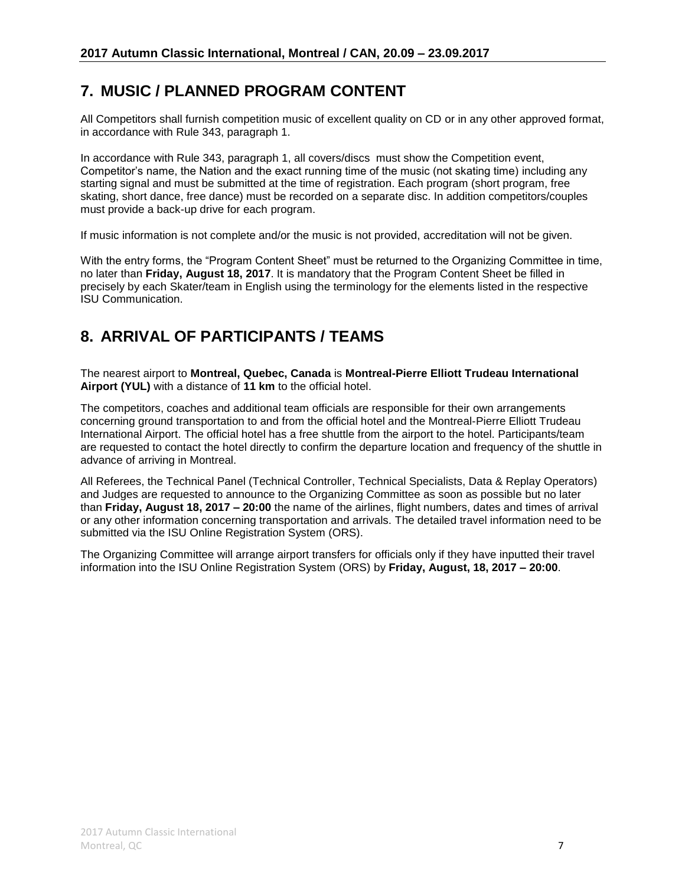## 7. MUSIC / PLANNED PROGRAM CONTENT

All Competitors shall furnish competition music of excellent quality on CD or in any other approved format, in accordance with Rule 343, paragraph 1.

In accordance with Rule 343, paragraph 1, all covers/discs must show the Competition event, Competitor's name, the Nation and the exact running time of the music (not skating time) including any starting signal and must be submitted at the time of registration. Each program (short program, free skating, short dance, free dance) must be recorded on a separate disc. In addition competitors/couples must provide a back-up drive for each program.

If music information is not complete and/or the music is not provided, accreditation will not be given.

With the entry forms, the "Program Content Sheet" must be returned to the Organizing Committee in time, no later than **Friday, August 18, 2017**. It is mandatory that the Program Content Sheet be filled in precisely by each Skater/team in English using the terminology for the elements listed in the respective ISU Communication.

## 8. ARRIVAL OF PARTICIPANTS / TEAMS

The nearest airport to **Montreal, Quebec, Canada** is **Montreal-Pierre Elliott Trudeau International Airport (YUL)** with a distance of **11 km** to the official hotel.

The competitors, coaches and additional team officials are responsible for their own arrangements concerning ground transportation to and from the official hotel and the Montreal-Pierre Elliott Trudeau International Airport. The official hotel has a free shuttle from the airport to the hotel. Participants/team are requested to contact the hotel directly to confirm the departure location and frequency of the shuttle in advance of arriving in Montreal.

All Referees, the Technical Panel (Technical Controller, Technical Specialists, Data & Replay Operators) and Judges are requested to announce to the Organizing Committee as soon as possible but no later than **Friday, August 18, 2017 – 20:00** the name of the airlines, flight numbers, dates and times of arrival or any other information concerning transportation and arrivals. The detailed travel information need to be submitted via the ISU Online Registration System (ORS).

The Organizing Committee will arrange airport transfers for officials only if they have inputted their travel information into the ISU Online Registration System (ORS) by **Friday, August, 18, 2017 – 20:00**.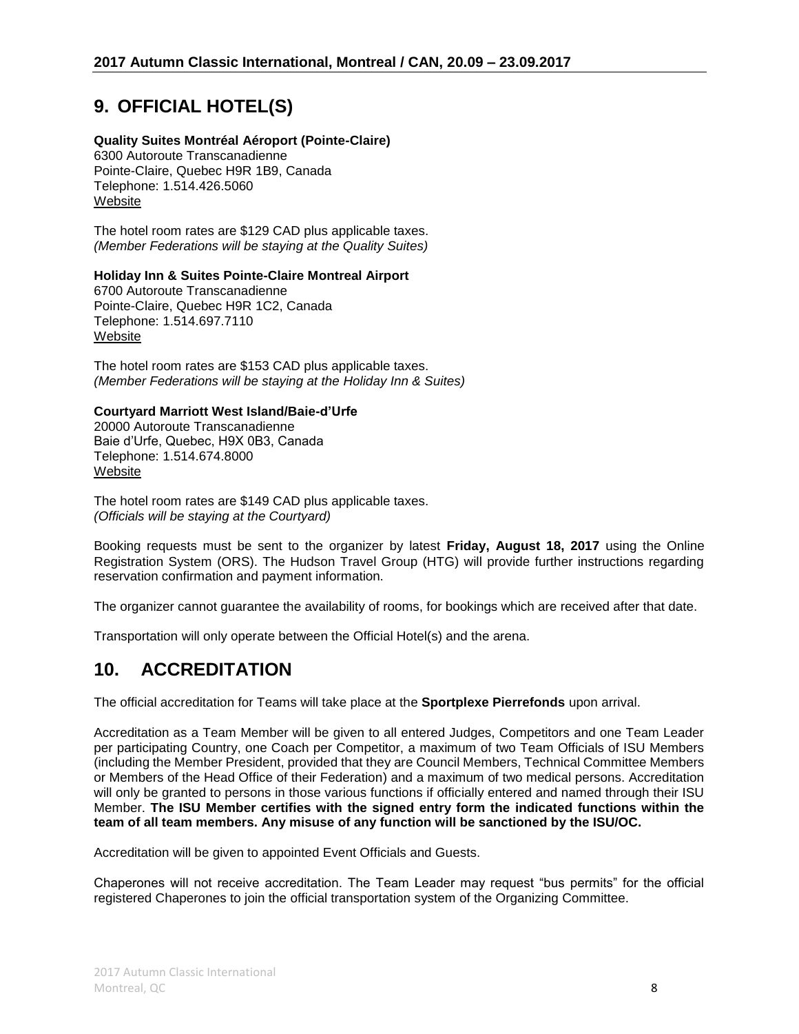## 9. OFFICIAL HOTEL(S)

**Quality Suites Montréal Aéroport (Pointe-Claire)**
6300 Autoroute Transcanadienne
Pointe-Claire, Quebec H9R 1B9, Canada
Telephone: 1.514.426.5060
Website

The hotel room rates are $129 CAD plus applicable taxes.
*(Member Federations will be staying at the Quality Suites)*

**Holiday Inn & Suites Pointe-Claire Montreal Airport**
6700 Autoroute Transcanadienne
Pointe-Claire, Quebec H9R 1C2, Canada
Telephone: 1.514.697.7110
Website

The hotel room rates are $153 CAD plus applicable taxes.
*(Member Federations will be staying at the Holiday Inn & Suites)*

**Courtyard Marriott West Island/Baie-d'Urfe**
20000 Autoroute Transcanadienne
Baie d'Urfe, Quebec, H9X 0B3, Canada
Telephone: 1.514.674.8000
Website

The hotel room rates are $149 CAD plus applicable taxes.
*(Officials will be staying at the Courtyard)*

Booking requests must be sent to the organizer by latest **Friday, August 18, 2017** using the Online Registration System (ORS). The Hudson Travel Group (HTG) will provide further instructions regarding reservation confirmation and payment information.

The organizer cannot guarantee the availability of rooms, for bookings which are received after that date.

Transportation will only operate between the Official Hotel(s) and the arena.

## 10. ACCREDITATION

The official accreditation for Teams will take place at the **Sportplexe Pierrefonds** upon arrival.

Accreditation as a Team Member will be given to all entered Judges, Competitors and one Team Leader per participating Country, one Coach per Competitor, a maximum of two Team Officials of ISU Members (including the Member President, provided that they are Council Members, Technical Committee Members or Members of the Head Office of their Federation) and a maximum of two medical persons. Accreditation will only be granted to persons in those various functions if officially entered and named through their ISU Member. **The ISU Member certifies with the signed entry form the indicated functions within the team of all team members. Any misuse of any function will be sanctioned by the ISU/OC.**

Accreditation will be given to appointed Event Officials and Guests.

Chaperones will not receive accreditation. The Team Leader may request "bus permits" for the official registered Chaperones to join the official transportation system of the Organizing Committee.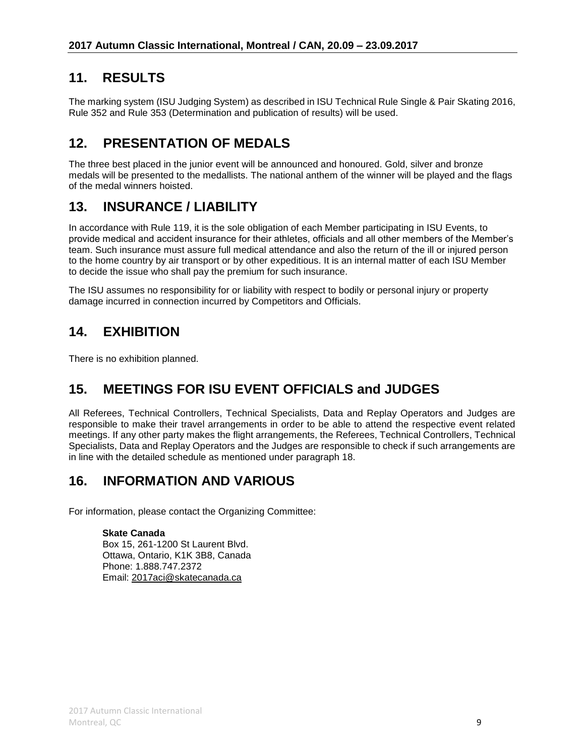## 11. RESULTS

The marking system (ISU Judging System) as described in ISU Technical Rule Single & Pair Skating 2016, Rule 352 and Rule 353 (Determination and publication of results) will be used.

## 12. PRESENTATION OF MEDALS

The three best placed in the junior event will be announced and honoured. Gold, silver and bronze medals will be presented to the medallists. The national anthem of the winner will be played and the flags of the medal winners hoisted.

## 13. INSURANCE / LIABILITY

In accordance with Rule 119, it is the sole obligation of each Member participating in ISU Events, to provide medical and accident insurance for their athletes, officials and all other members of the Member's team. Such insurance must assure full medical attendance and also the return of the ill or injured person to the home country by air transport or by other expeditious. It is an internal matter of each ISU Member to decide the issue who shall pay the premium for such insurance.

The ISU assumes no responsibility for or liability with respect to bodily or personal injury or property damage incurred in connection incurred by Competitors and Officials.

## 14. EXHIBITION

There is no exhibition planned.

## 15. MEETINGS FOR ISU EVENT OFFICIALS and JUDGES

All Referees, Technical Controllers, Technical Specialists, Data and Replay Operators and Judges are responsible to make their travel arrangements in order to be able to attend the respective event related meetings. If any other party makes the flight arrangements, the Referees, Technical Controllers, Technical Specialists, Data and Replay Operators and the Judges are responsible to check if such arrangements are in line with the detailed schedule as mentioned under paragraph 18.

## 16. INFORMATION AND VARIOUS

For information, please contact the Organizing Committee:

**Skate Canada**
Box 15, 261-1200 St Laurent Blvd.
Ottawa, Ontario, K1K 3B8, Canada
Phone: 1.888.747.2372
Email: 2017aci@skatecanada.ca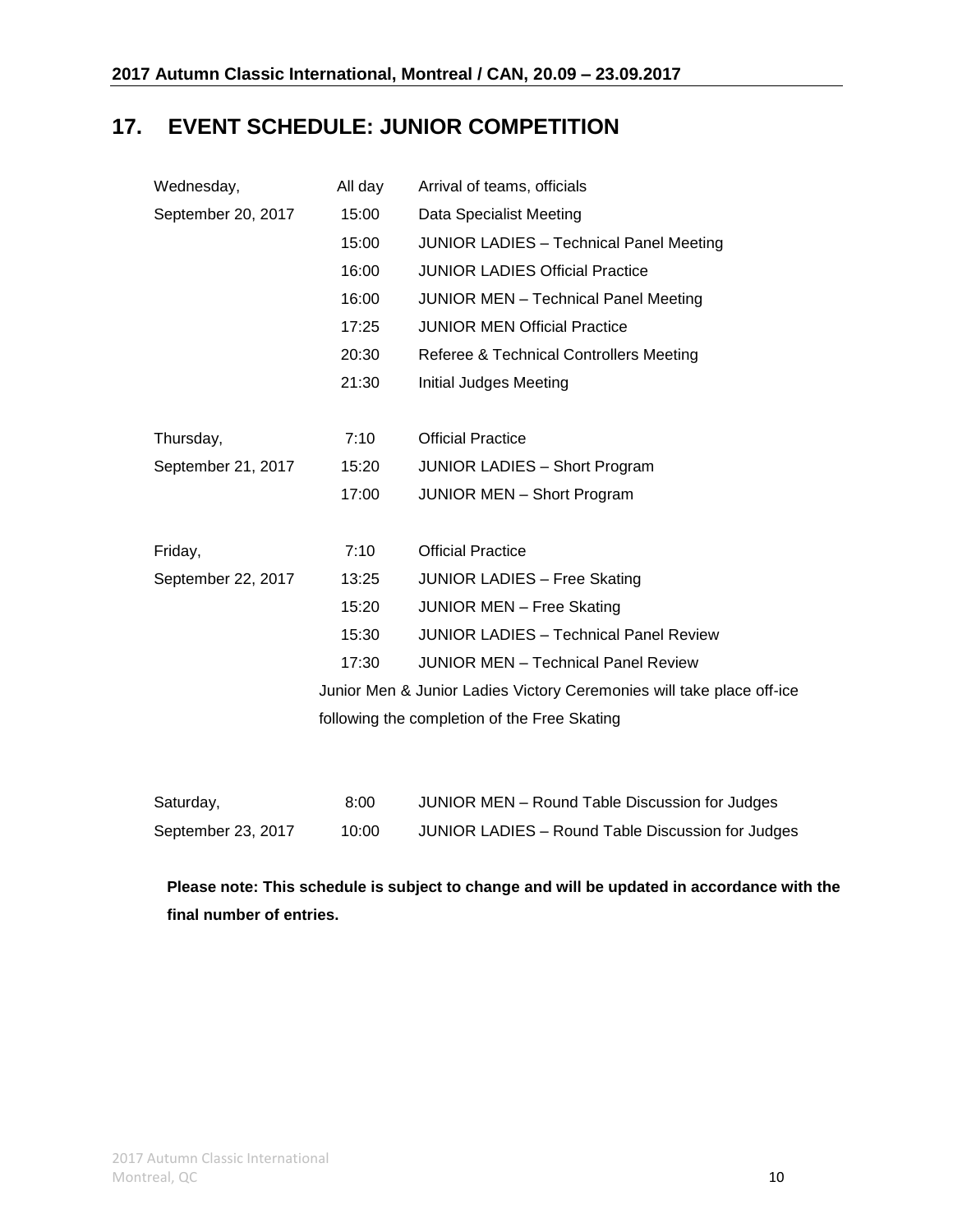## 17. EVENT SCHEDULE: JUNIOR COMPETITION

| Day | Time | Event |
|---|---|---|
| Wednesday, September 20, 2017 | All day | Arrival of teams, officials |
| | 15:00 | Data Specialist Meeting |
| | 15:00 | JUNIOR LADIES – Technical Panel Meeting |
| | 16:00 | JUNIOR LADIES Official Practice |
| | 16:00 | JUNIOR MEN – Technical Panel Meeting |
| | 17:25 | JUNIOR MEN Official Practice |
| | 20:30 | Referee & Technical Controllers Meeting |
| | 21:30 | Initial Judges Meeting |
| Thursday, September 21, 2017 | 7:10 | Official Practice |
| | 15:20 | JUNIOR LADIES – Short Program |
| | 17:00 | JUNIOR MEN – Short Program |
| Friday, September 22, 2017 | 7:10 | Official Practice |
| | 13:25 | JUNIOR LADIES – Free Skating |
| | 15:20 | JUNIOR MEN – Free Skating |
| | 15:30 | JUNIOR LADIES – Technical Panel Review |
| | 17:30 | JUNIOR MEN – Technical Panel Review |
| | | Junior Men & Junior Ladies Victory Ceremonies will take place off-ice following the completion of the Free Skating |
| Saturday, September 23, 2017 | 8:00 | JUNIOR MEN – Round Table Discussion for Judges |
| | 10:00 | JUNIOR LADIES – Round Table Discussion for Judges |

**Please note: This schedule is subject to change and will be updated in accordance with the final number of entries.**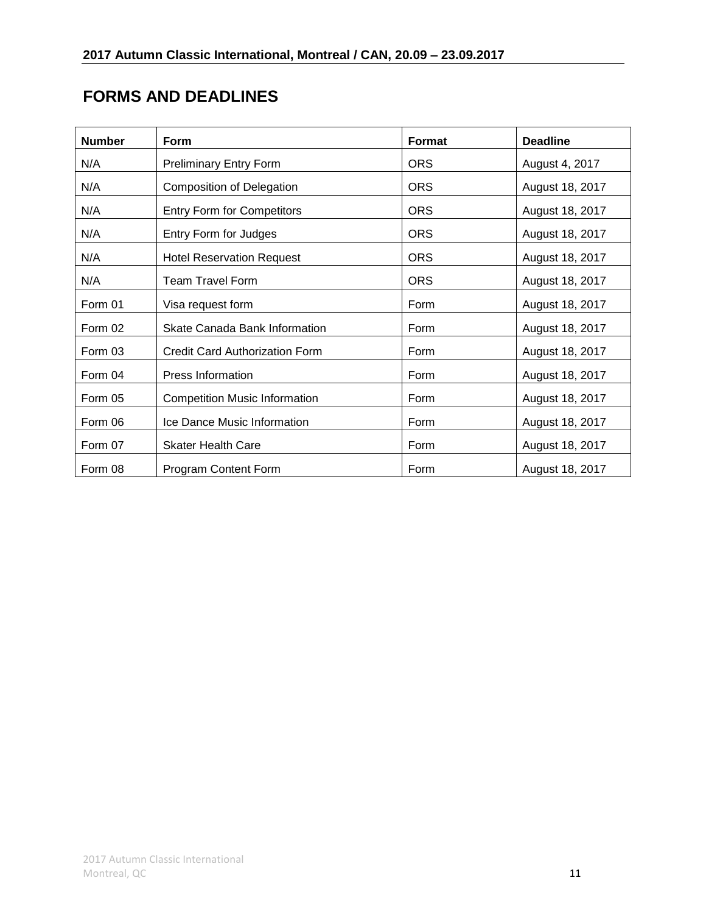# FORMS AND DEADLINES

| Number | Form | Format | Deadline |
|---|---|---|---|
| N/A | Preliminary Entry Form | ORS | August 4, 2017 |
| N/A | Composition of Delegation | ORS | August 18, 2017 |
| N/A | Entry Form for Competitors | ORS | August 18, 2017 |
| N/A | Entry Form for Judges | ORS | August 18, 2017 |
| N/A | Hotel Reservation Request | ORS | August 18, 2017 |
| N/A | Team Travel Form | ORS | August 18, 2017 |
| Form 01 | Visa request form | Form | August 18, 2017 |
| Form 02 | Skate Canada Bank Information | Form | August 18, 2017 |
| Form 03 | Credit Card Authorization Form | Form | August 18, 2017 |
| Form 04 | Press Information | Form | August 18, 2017 |
| Form 05 | Competition Music Information | Form | August 18, 2017 |
| Form 06 | Ice Dance Music Information | Form | August 18, 2017 |
| Form 07 | Skater Health Care | Form | August 18, 2017 |
| Form 08 | Program Content Form | Form | August 18, 2017 |